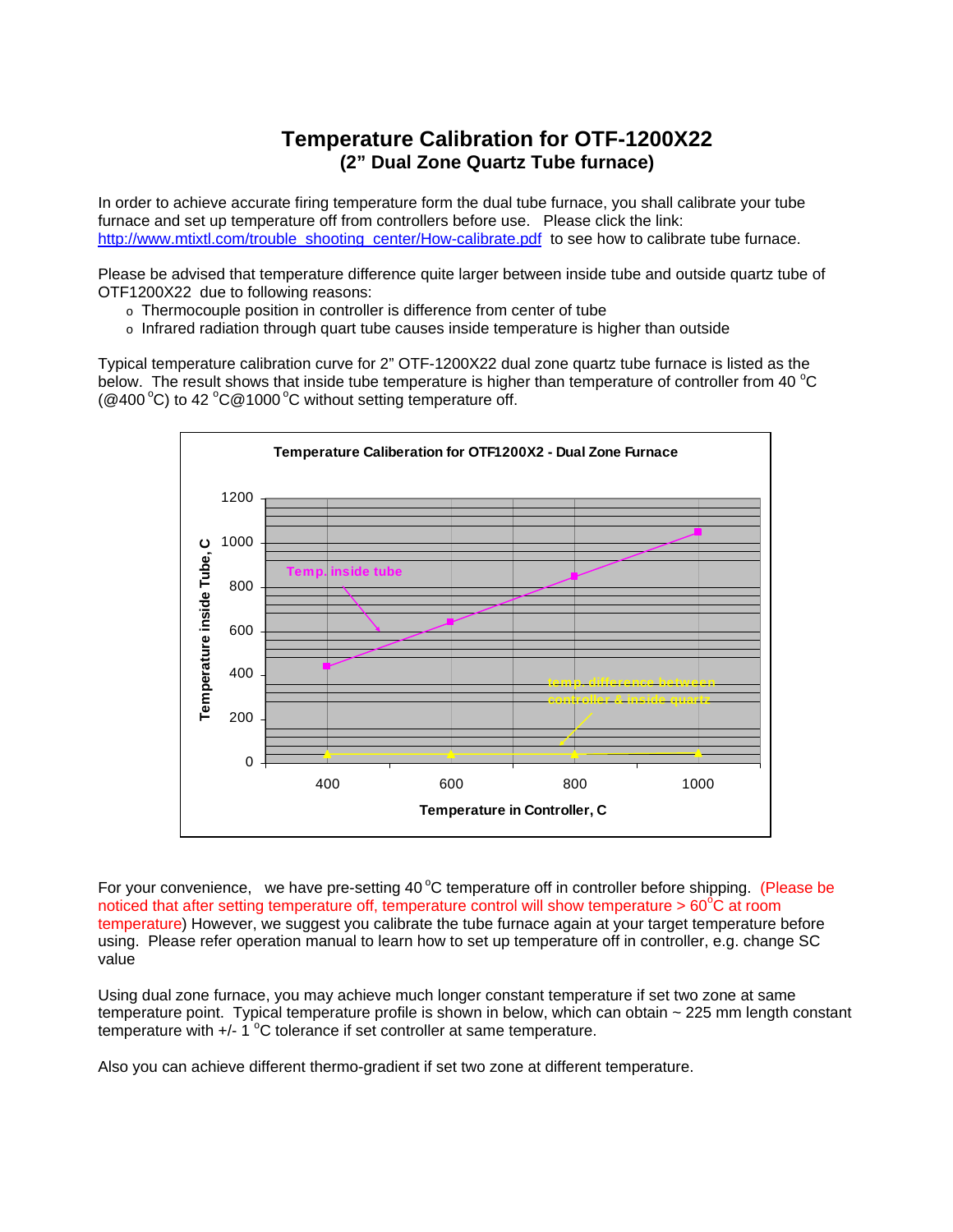# Temperature Calibration for OTF-1200X22

## (2" Dual Zone Quartz Tube furnace)

In order to achieve accurate firing temperature form the dual tube furnace, you shall calibrate your tube furnace and set up temperature off from controllers before use. Please click the link: http://www.mtixtl.com/trouble_shooting_center/How-calibrate.pdf to see how to calibrate tube furnace.

Please be advised that temperature difference quite larger between inside tube and outside quartz tube of OTF1200X22 due to following reasons:

- Thermocouple position in controller is difference from center of tube
- Infrared radiation through quart tube causes inside temperature is higher than outside

Typical temperature calibration curve for 2" OTF-1200X22 dual zone quartz tube furnace is listed as the below. The result shows that inside tube temperature is higher than temperature of controller from 40 $^{o}$C (@400 $^{o}$C) to 42 $^{o}$C@1000 $^{o}$C without setting temperature off.

**Temperature Caliberation for OTF1200X2 - Dual Zone Furnace**

Temperature inside Tube, C (y-axis: 0–1200); Temperature in Controller, C (x-axis: 400, 600, 800, 1000)

Temp. inside tube

temp. difference between controller & inside quartz

For your convenience, we have pre-setting 40 $^{o}$C temperature off in controller before shipping. (Please be noticed that after setting temperature off, temperature control will show temperature > 60$^{o}$C at room temperature) However, we suggest you calibrate the tube furnace again at your target temperature before using. Please refer operation manual to learn how to set up temperature off in controller, e.g. change SC value

Using dual zone furnace, you may achieve much longer constant temperature if set two zone at same temperature point. Typical temperature profile is shown in below, which can obtain ~ 225 mm length constant temperature with +/- 1 $^{o}$C tolerance if set controller at same temperature.

Also you can achieve different thermo-gradient if set two zone at different temperature.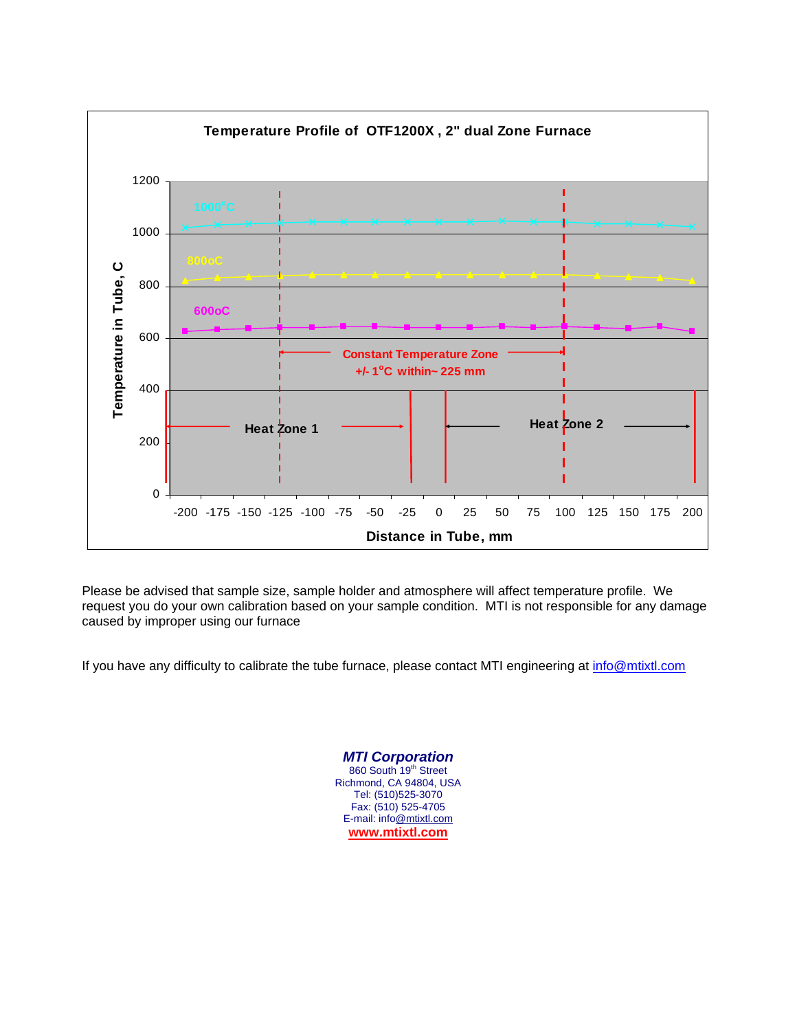**Temperature Profile of OTF1200X , 2" dual Zone Furnace**

1000°C

800oC

600oC

Constant Temperature Zone

+/- 1°C within~ 225 mm

Heat Zone 1

Heat Zone 2

Temperature in Tube, C

0 200 400 600 800 1000 1200

-200 -175 -150 -125 -100 -75 -50 -25 0 25 50 75 100 125 150 175 200

Distance in Tube, mm

Please be advised that sample size, sample holder and atmosphere will affect temperature profile. We request you do your own calibration based on your sample condition. MTI is not responsible for any damage caused by improper using our furnace

If you have any difficulty to calibrate the tube furnace, please contact MTI engineering at info@mtixtl.com

***MTI Corporation***
860 South 19th Street
Richmond, CA 94804, USA
Tel: (510)525-3070
Fax: (510) 525-4705
E-mail: info@mtixtl.com
**www.mtixtl.com**